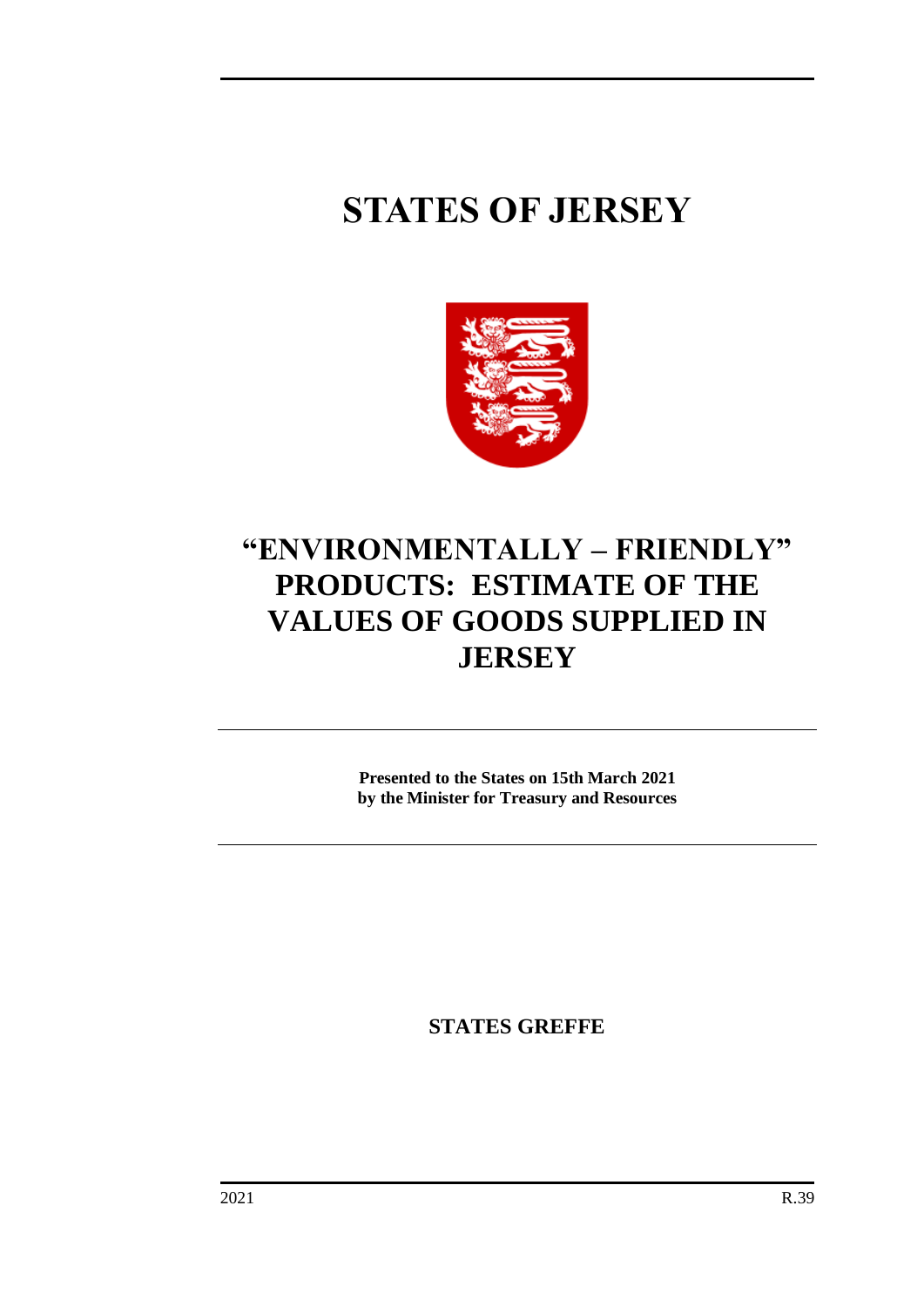# STATES OF JERSEY

# "ENVIRONMENTALLY – FRIENDLY" PRODUCTS: ESTIMATE OF THE VALUES OF GOODS SUPPLIED IN JERSEY

**Presented to the States on 15th March 2021**
**by the Minister for Treasury and Resources**

**STATES GREFFE**

2021 R.39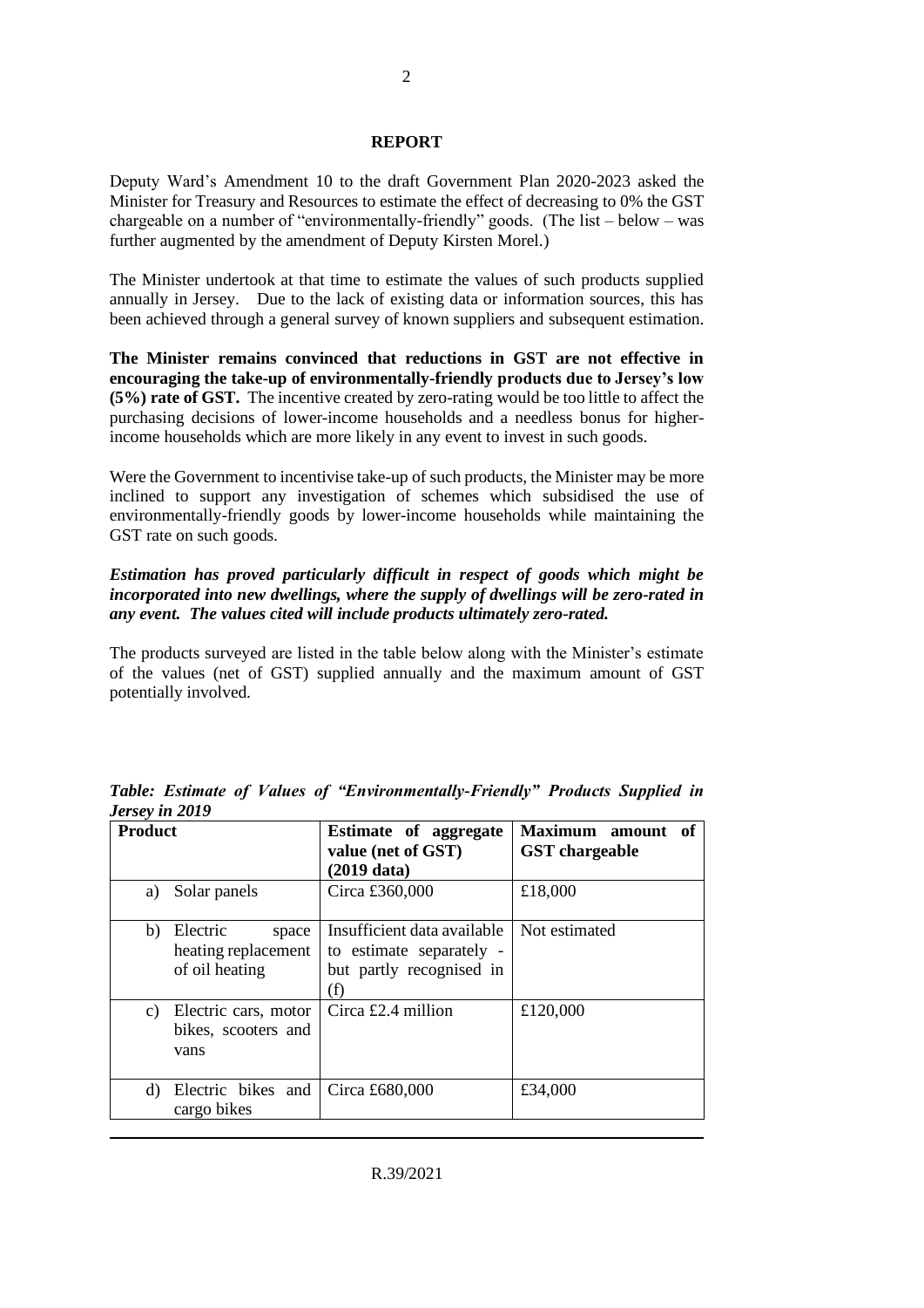## REPORT

Deputy Ward's Amendment 10 to the draft Government Plan 2020-2023 asked the Minister for Treasury and Resources to estimate the effect of decreasing to 0% the GST chargeable on a number of "environmentally-friendly" goods. (The list – below – was further augmented by the amendment of Deputy Kirsten Morel.)

The Minister undertook at that time to estimate the values of such products supplied annually in Jersey. Due to the lack of existing data or information sources, this has been achieved through a general survey of known suppliers and subsequent estimation.

**The Minister remains convinced that reductions in GST are not effective in encouraging the take-up of environmentally-friendly products due to Jersey's low (5%) rate of GST.** The incentive created by zero-rating would be too little to affect the purchasing decisions of lower-income households and a needless bonus for higher-income households which are more likely in any event to invest in such goods.

Were the Government to incentivise take-up of such products, the Minister may be more inclined to support any investigation of schemes which subsidised the use of environmentally-friendly goods by lower-income households while maintaining the GST rate on such goods.

***Estimation has proved particularly difficult in respect of goods which might be incorporated into new dwellings, where the supply of dwellings will be zero-rated in any event. The values cited will include products ultimately zero-rated.***

The products surveyed are listed in the table below along with the Minister's estimate of the values (net of GST) supplied annually and the maximum amount of GST potentially involved.

***Table: Estimate of Values of "Environmentally-Friendly" Products Supplied in Jersey in 2019***

| **Product** | **Estimate of aggregate value (net of GST) (2019 data)** | **Maximum amount of GST chargeable** |
|---|---|---|
| a) Solar panels | Circa £360,000 | £18,000 |
| b) Electric space heating replacement of oil heating | Insufficient data available to estimate separately - but partly recognised in (f) | Not estimated |
| c) Electric cars, motor bikes, scooters and vans | Circa £2.4 million | £120,000 |
| d) Electric bikes and cargo bikes | Circa £680,000 | £34,000 |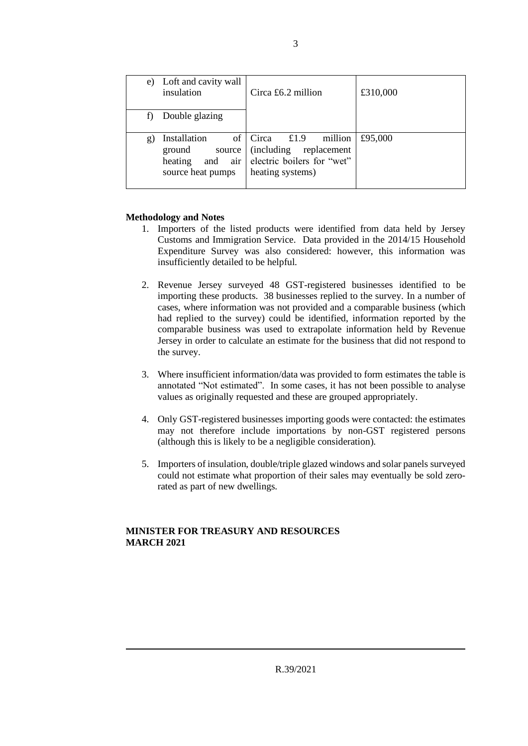| | | |
|---|---|---|
| e) Loft and cavity wall insulation<br><br>f) Double glazing | Circa £6.2 million | £310,000 |
| g) Installation of ground source heating and air source heat pumps | Circa £1.9 million (including replacement electric boilers for "wet" heating systems) | £95,000 |

**Methodology and Notes**

1. Importers of the listed products were identified from data held by Jersey Customs and Immigration Service. Data provided in the 2014/15 Household Expenditure Survey was also considered: however, this information was insufficiently detailed to be helpful.
2. Revenue Jersey surveyed 48 GST-registered businesses identified to be importing these products. 38 businesses replied to the survey. In a number of cases, where information was not provided and a comparable business (which had replied to the survey) could be identified, information reported by the comparable business was used to extrapolate information held by Revenue Jersey in order to calculate an estimate for the business that did not respond to the survey.
3. Where insufficient information/data was provided to form estimates the table is annotated "Not estimated". In some cases, it has not been possible to analyse values as originally requested and these are grouped appropriately.
4. Only GST-registered businesses importing goods were contacted: the estimates may not therefore include importations by non-GST registered persons (although this is likely to be a negligible consideration).
5. Importers of insulation, double/triple glazed windows and solar panels surveyed could not estimate what proportion of their sales may eventually be sold zero-rated as part of new dwellings.

**MINISTER FOR TREASURY AND RESOURCES**
**MARCH 2021**

R.39/2021